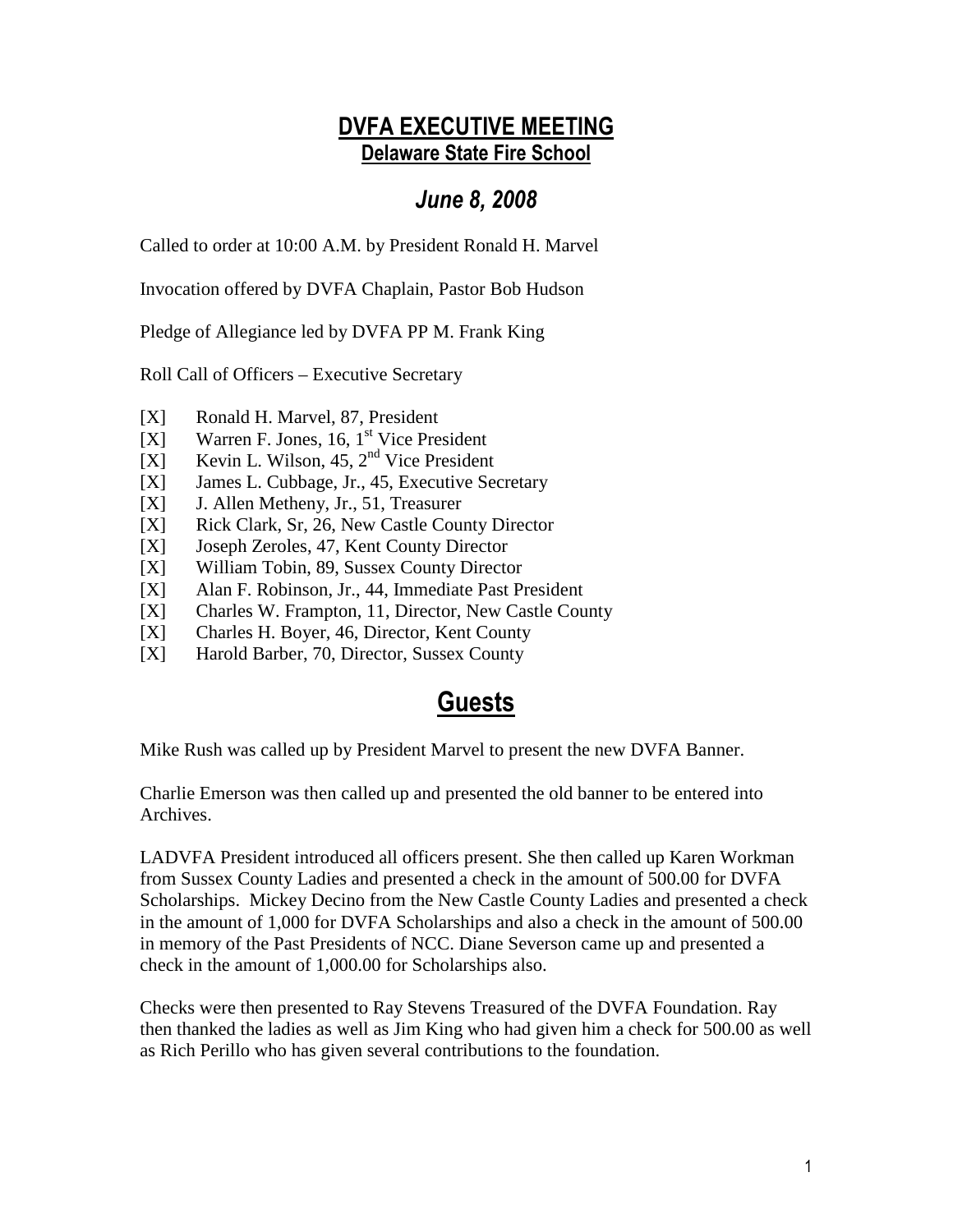# DVFA EXECUTIVE MEETING

## Delaware State Fire School

## *June 8, 2008*

Called to order at 10:00 A.M. by President Ronald H. Marvel

Invocation offered by DVFA Chaplain, Pastor Bob Hudson

Pledge of Allegiance led by DVFA PP M. Frank King

Roll Call of Officers – Executive Secretary

- [X] Ronald H. Marvel, 87, President
- [X] Warren F. Jones, 16, 1st Vice President
- [X] Kevin L. Wilson, 45, 2nd Vice President
- [X] James L. Cubbage, Jr., 45, Executive Secretary
- [X] J. Allen Metheny, Jr., 51, Treasurer
- [X] Rick Clark, Sr, 26, New Castle County Director
- [X] Joseph Zeroles, 47, Kent County Director
- [X] William Tobin, 89, Sussex County Director
- [X] Alan F. Robinson, Jr., 44, Immediate Past President
- [X] Charles W. Frampton, 11, Director, New Castle County
- [X] Charles H. Boyer, 46, Director, Kent County
- [X] Harold Barber, 70, Director, Sussex County

# Guests

Mike Rush was called up by President Marvel to present the new DVFA Banner.

Charlie Emerson was then called up and presented the old banner to be entered into Archives.

LADVFA President introduced all officers present. She then called up Karen Workman from Sussex County Ladies and presented a check in the amount of 500.00 for DVFA Scholarships. Mickey Decino from the New Castle County Ladies and presented a check in the amount of 1,000 for DVFA Scholarships and also a check in the amount of 500.00 in memory of the Past Presidents of NCC. Diane Severson came up and presented a check in the amount of 1,000.00 for Scholarships also.

Checks were then presented to Ray Stevens Treasured of the DVFA Foundation. Ray then thanked the ladies as well as Jim King who had given him a check for 500.00 as well as Rich Perillo who has given several contributions to the foundation.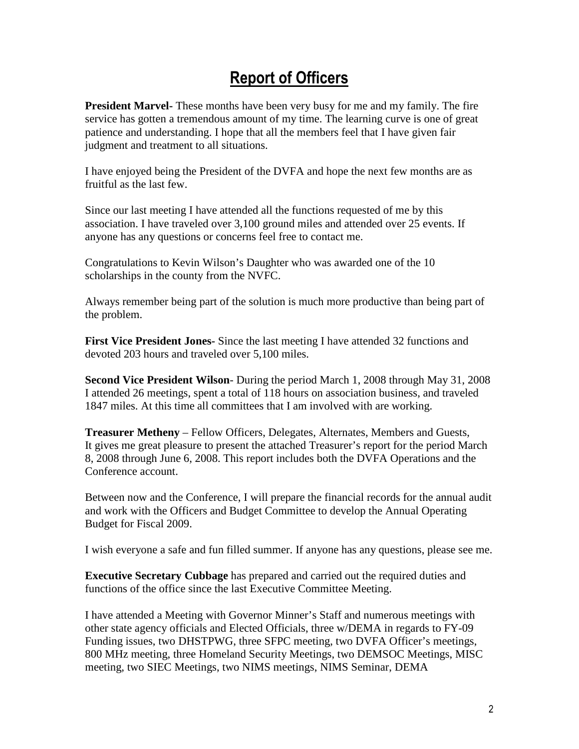# Report of Officers

**President Marvel-** These months have been very busy for me and my family. The fire service has gotten a tremendous amount of my time. The learning curve is one of great patience and understanding. I hope that all the members feel that I have given fair judgment and treatment to all situations.

I have enjoyed being the President of the DVFA and hope the next few months are as fruitful as the last few.

Since our last meeting I have attended all the functions requested of me by this association. I have traveled over 3,100 ground miles and attended over 25 events. If anyone has any questions or concerns feel free to contact me.

Congratulations to Kevin Wilson's Daughter who was awarded one of the 10 scholarships in the county from the NVFC.

Always remember being part of the solution is much more productive than being part of the problem.

**First Vice President Jones-** Since the last meeting I have attended 32 functions and devoted 203 hours and traveled over 5,100 miles.

**Second Vice President Wilson**- During the period March 1, 2008 through May 31, 2008 I attended 26 meetings, spent a total of 118 hours on association business, and traveled 1847 miles. At this time all committees that I am involved with are working.

**Treasurer Metheny** – Fellow Officers, Delegates, Alternates, Members and Guests,
It gives me great pleasure to present the attached Treasurer's report for the period March 8, 2008 through June 6, 2008. This report includes both the DVFA Operations and the Conference account.

Between now and the Conference, I will prepare the financial records for the annual audit and work with the Officers and Budget Committee to develop the Annual Operating Budget for Fiscal 2009.

I wish everyone a safe and fun filled summer. If anyone has any questions, please see me.

**Executive Secretary Cubbage** has prepared and carried out the required duties and functions of the office since the last Executive Committee Meeting.

I have attended a Meeting with Governor Minner's Staff and numerous meetings with other state agency officials and Elected Officials, three w/DEMA in regards to FY-09 Funding issues, two DHSTPWG, three SFPC meeting, two DVFA Officer's meetings, 800 MHz meeting, three Homeland Security Meetings, two DEMSOC Meetings, MISC meeting, two SIEC Meetings, two NIMS meetings, NIMS Seminar, DEMA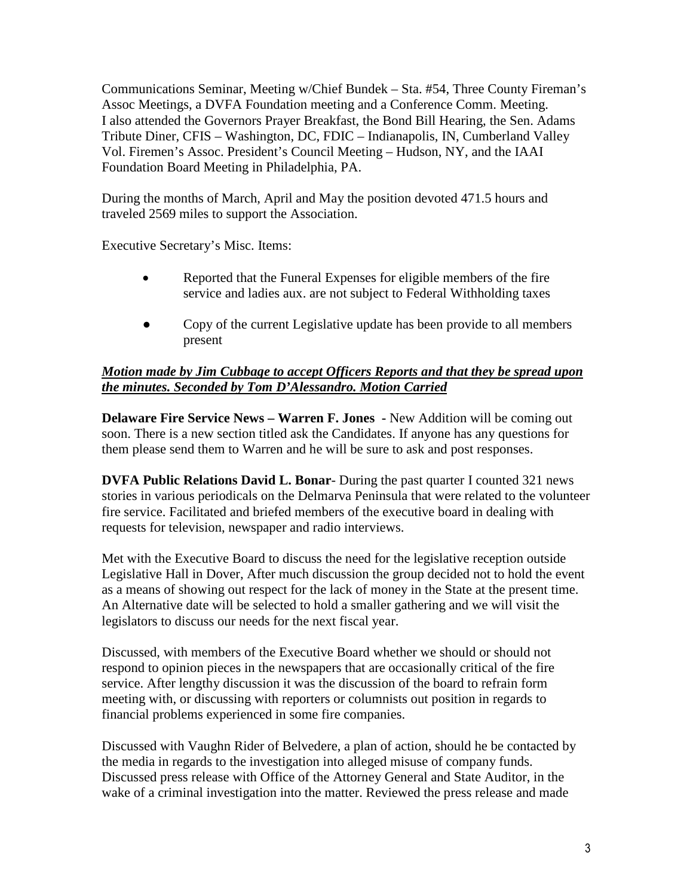Communications Seminar, Meeting w/Chief Bundek – Sta. #54, Three County Fireman's Assoc Meetings, a DVFA Foundation meeting and a Conference Comm. Meeting. I also attended the Governors Prayer Breakfast, the Bond Bill Hearing, the Sen. Adams Tribute Diner, CFIS – Washington, DC, FDIC – Indianapolis, IN, Cumberland Valley Vol. Firemen's Assoc. President's Council Meeting – Hudson, NY, and the IAAI Foundation Board Meeting in Philadelphia, PA.

During the months of March, April and May the position devoted 471.5 hours and traveled 2569 miles to support the Association.

Executive Secretary's Misc. Items:

- Reported that the Funeral Expenses for eligible members of the fire service and ladies aux. are not subject to Federal Withholding taxes
- Copy of the current Legislative update has been provide to all members present

***Motion made by Jim Cubbage to accept Officers Reports and that they be spread upon the minutes. Seconded by Tom D'Alessandro. Motion Carried***

**Delaware Fire Service News – Warren F. Jones** - New Addition will be coming out soon. There is a new section titled ask the Candidates. If anyone has any questions for them please send them to Warren and he will be sure to ask and post responses.

**DVFA Public Relations David L. Bonar**- During the past quarter I counted 321 news stories in various periodicals on the Delmarva Peninsula that were related to the volunteer fire service. Facilitated and briefed members of the executive board in dealing with requests for television, newspaper and radio interviews.

Met with the Executive Board to discuss the need for the legislative reception outside Legislative Hall in Dover, After much discussion the group decided not to hold the event as a means of showing out respect for the lack of money in the State at the present time. An Alternative date will be selected to hold a smaller gathering and we will visit the legislators to discuss our needs for the next fiscal year.

Discussed, with members of the Executive Board whether we should or should not respond to opinion pieces in the newspapers that are occasionally critical of the fire service. After lengthy discussion it was the discussion of the board to refrain form meeting with, or discussing with reporters or columnists out position in regards to financial problems experienced in some fire companies.

Discussed with Vaughn Rider of Belvedere, a plan of action, should he be contacted by the media in regards to the investigation into alleged misuse of company funds. Discussed press release with Office of the Attorney General and State Auditor, in the wake of a criminal investigation into the matter. Reviewed the press release and made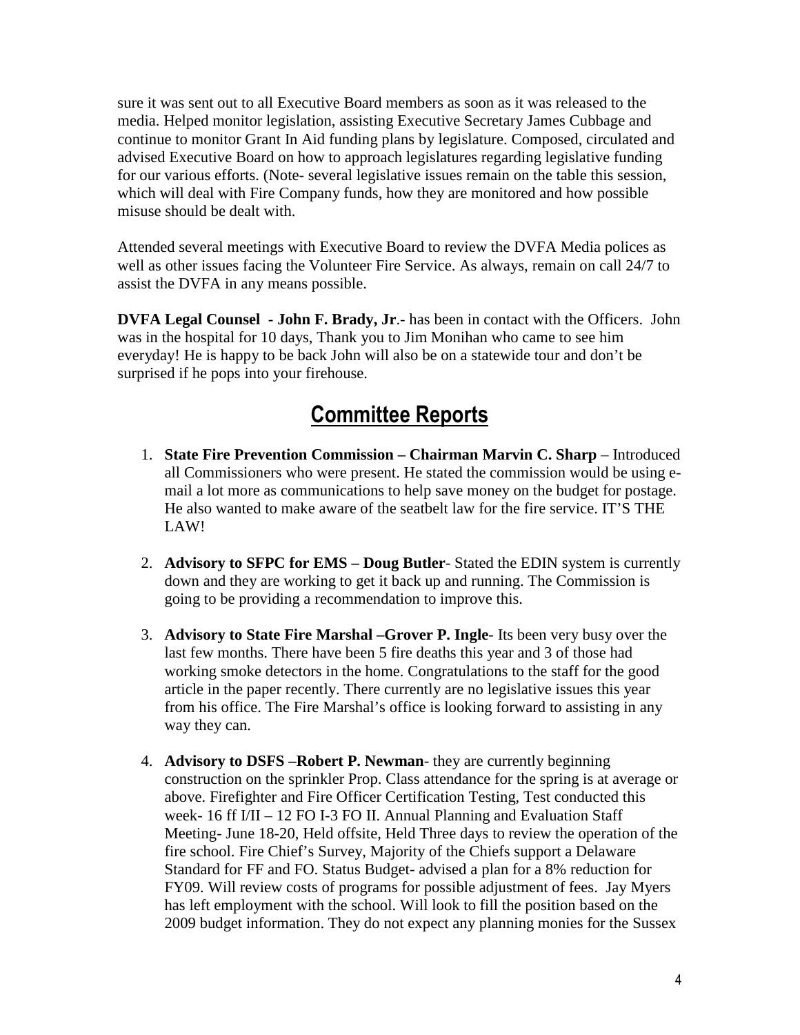sure it was sent out to all Executive Board members as soon as it was released to the media. Helped monitor legislation, assisting Executive Secretary James Cubbage and continue to monitor Grant In Aid funding plans by legislature. Composed, circulated and advised Executive Board on how to approach legislatures regarding legislative funding for our various efforts. (Note- several legislative issues remain on the table this session, which will deal with Fire Company funds, how they are monitored and how possible misuse should be dealt with.

Attended several meetings with Executive Board to review the DVFA Media polices as well as other issues facing the Volunteer Fire Service. As always, remain on call 24/7 to assist the DVFA in any means possible.

**DVFA Legal Counsel - John F. Brady, Jr**.- has been in contact with the Officers. John was in the hospital for 10 days, Thank you to Jim Monihan who came to see him everyday! He is happy to be back John will also be on a statewide tour and don't be surprised if he pops into your firehouse.

## Committee Reports

1. **State Fire Prevention Commission – Chairman Marvin C. Sharp** – Introduced all Commissioners who were present. He stated the commission would be using e-mail a lot more as communications to help save money on the budget for postage. He also wanted to make aware of the seatbelt law for the fire service. IT'S THE LAW!

2. **Advisory to SFPC for EMS – Doug Butler**- Stated the EDIN system is currently down and they are working to get it back up and running. The Commission is going to be providing a recommendation to improve this.

3. **Advisory to State Fire Marshal –Grover P. Ingle**- Its been very busy over the last few months. There have been 5 fire deaths this year and 3 of those had working smoke detectors in the home. Congratulations to the staff for the good article in the paper recently. There currently are no legislative issues this year from his office. The Fire Marshal's office is looking forward to assisting in any way they can.

4. **Advisory to DSFS –Robert P. Newman**- they are currently beginning construction on the sprinkler Prop. Class attendance for the spring is at average or above. Firefighter and Fire Officer Certification Testing, Test conducted this week- 16 ff I/II – 12 FO I-3 FO II. Annual Planning and Evaluation Staff Meeting- June 18-20, Held offsite, Held Three days to review the operation of the fire school. Fire Chief's Survey, Majority of the Chiefs support a Delaware Standard for FF and FO. Status Budget- advised a plan for a 8% reduction for FY09. Will review costs of programs for possible adjustment of fees. Jay Myers has left employment with the school. Will look to fill the position based on the 2009 budget information. They do not expect any planning monies for the Sussex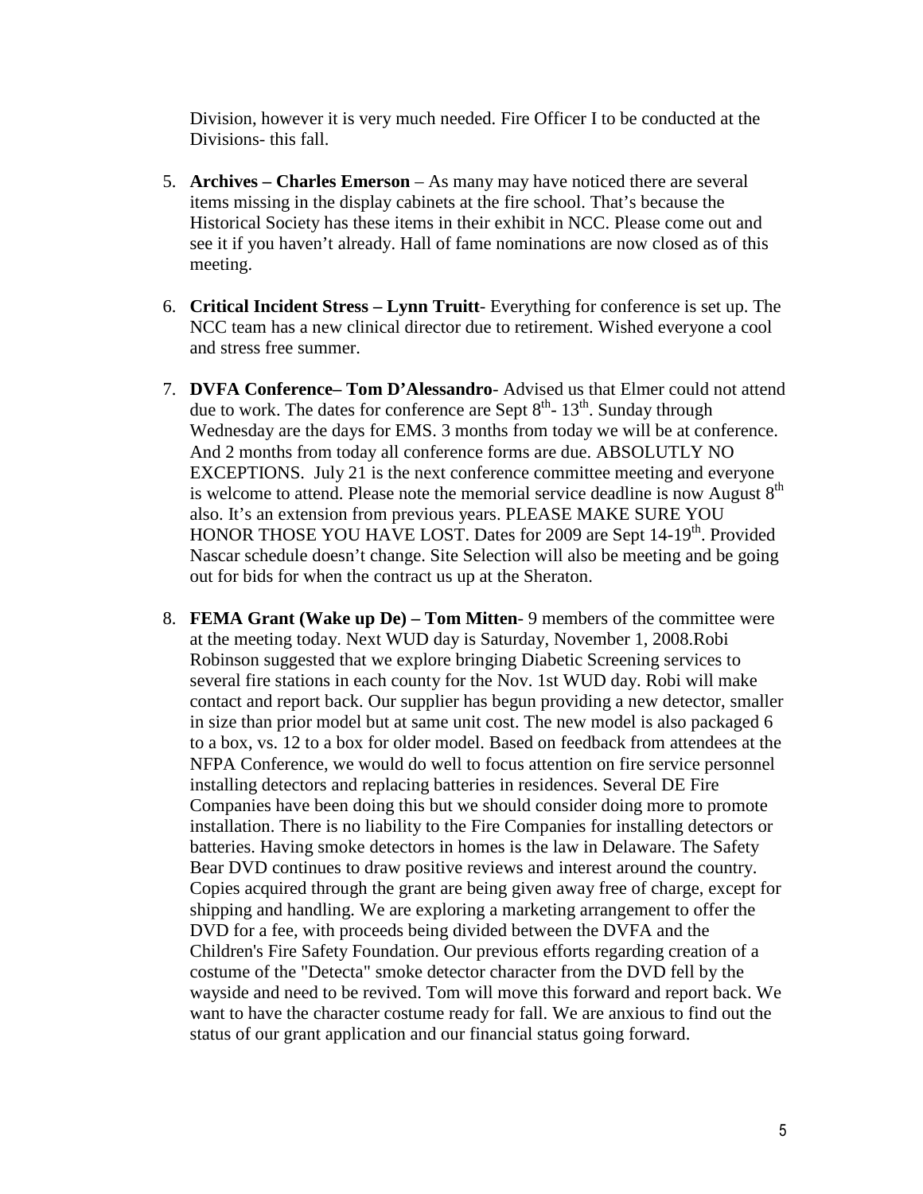Division, however it is very much needed. Fire Officer I to be conducted at the Divisions- this fall.

5. **Archives – Charles Emerson** – As many may have noticed there are several items missing in the display cabinets at the fire school. That's because the Historical Society has these items in their exhibit in NCC. Please come out and see it if you haven't already. Hall of fame nominations are now closed as of this meeting.

6. **Critical Incident Stress – Lynn Truitt**- Everything for conference is set up. The NCC team has a new clinical director due to retirement. Wished everyone a cool and stress free summer.

7. **DVFA Conference– Tom D'Alessandro**- Advised us that Elmer could not attend due to work. The dates for conference are Sept 8th- 13th. Sunday through Wednesday are the days for EMS. 3 months from today we will be at conference. And 2 months from today all conference forms are due. ABSOLUTLY NO EXCEPTIONS. July 21 is the next conference committee meeting and everyone is welcome to attend. Please note the memorial service deadline is now August 8th also. It's an extension from previous years. PLEASE MAKE SURE YOU HONOR THOSE YOU HAVE LOST. Dates for 2009 are Sept 14-19th. Provided Nascar schedule doesn't change. Site Selection will also be meeting and be going out for bids for when the contract us up at the Sheraton.

8. **FEMA Grant (Wake up De) – Tom Mitten**- 9 members of the committee were at the meeting today. Next WUD day is Saturday, November 1, 2008.Robi Robinson suggested that we explore bringing Diabetic Screening services to several fire stations in each county for the Nov. 1st WUD day. Robi will make contact and report back. Our supplier has begun providing a new detector, smaller in size than prior model but at same unit cost. The new model is also packaged 6 to a box, vs. 12 to a box for older model. Based on feedback from attendees at the NFPA Conference, we would do well to focus attention on fire service personnel installing detectors and replacing batteries in residences. Several DE Fire Companies have been doing this but we should consider doing more to promote installation. There is no liability to the Fire Companies for installing detectors or batteries. Having smoke detectors in homes is the law in Delaware. The Safety Bear DVD continues to draw positive reviews and interest around the country. Copies acquired through the grant are being given away free of charge, except for shipping and handling. We are exploring a marketing arrangement to offer the DVD for a fee, with proceeds being divided between the DVFA and the Children's Fire Safety Foundation. Our previous efforts regarding creation of a costume of the "Detecta" smoke detector character from the DVD fell by the wayside and need to be revived. Tom will move this forward and report back. We want to have the character costume ready for fall. We are anxious to find out the status of our grant application and our financial status going forward.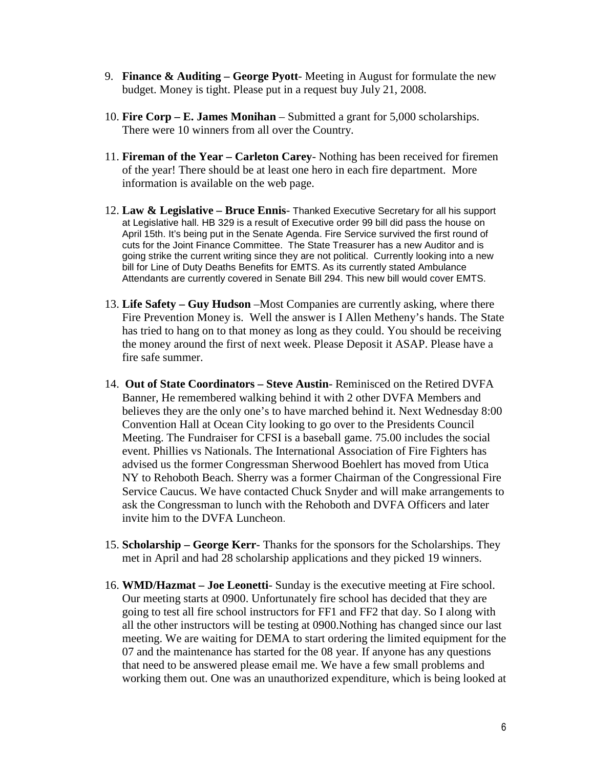9. **Finance & Auditing – George Pyott**- Meeting in August for formulate the new budget. Money is tight. Please put in a request buy July 21, 2008.

10. **Fire Corp – E. James Monihan** – Submitted a grant for 5,000 scholarships. There were 10 winners from all over the Country.

11. **Fireman of the Year – Carleton Carey**- Nothing has been received for firemen of the year! There should be at least one hero in each fire department. More information is available on the web page.

12. **Law & Legislative – Bruce Ennis**- Thanked Executive Secretary for all his support at Legislative hall. HB 329 is a result of Executive order 99 bill did pass the house on April 15th. It's being put in the Senate Agenda. Fire Service survived the first round of cuts for the Joint Finance Committee. The State Treasurer has a new Auditor and is going strike the current writing since they are not political. Currently looking into a new bill for Line of Duty Deaths Benefits for EMTS. As its currently stated Ambulance Attendants are currently covered in Senate Bill 294. This new bill would cover EMTS.

13. **Life Safety – Guy Hudson** –Most Companies are currently asking, where there Fire Prevention Money is. Well the answer is I Allen Metheny's hands. The State has tried to hang on to that money as long as they could. You should be receiving the money around the first of next week. Please Deposit it ASAP. Please have a fire safe summer.

14. **Out of State Coordinators – Steve Austin**- Reminisced on the Retired DVFA Banner, He remembered walking behind it with 2 other DVFA Members and believes they are the only one's to have marched behind it. Next Wednesday 8:00 Convention Hall at Ocean City looking to go over to the Presidents Council Meeting. The Fundraiser for CFSI is a baseball game. 75.00 includes the social event. Phillies vs Nationals. The International Association of Fire Fighters has advised us the former Congressman Sherwood Boehlert has moved from Utica NY to Rehoboth Beach. Sherry was a former Chairman of the Congressional Fire Service Caucus. We have contacted Chuck Snyder and will make arrangements to ask the Congressman to lunch with the Rehoboth and DVFA Officers and later invite him to the DVFA Luncheon.

15. **Scholarship – George Kerr**- Thanks for the sponsors for the Scholarships. They met in April and had 28 scholarship applications and they picked 19 winners.

16. **WMD/Hazmat – Joe Leonetti**- Sunday is the executive meeting at Fire school. Our meeting starts at 0900. Unfortunately fire school has decided that they are going to test all fire school instructors for FF1 and FF2 that day. So I along with all the other instructors will be testing at 0900.Nothing has changed since our last meeting. We are waiting for DEMA to start ordering the limited equipment for the 07 and the maintenance has started for the 08 year. If anyone has any questions that need to be answered please email me. We have a few small problems and working them out. One was an unauthorized expenditure, which is being looked at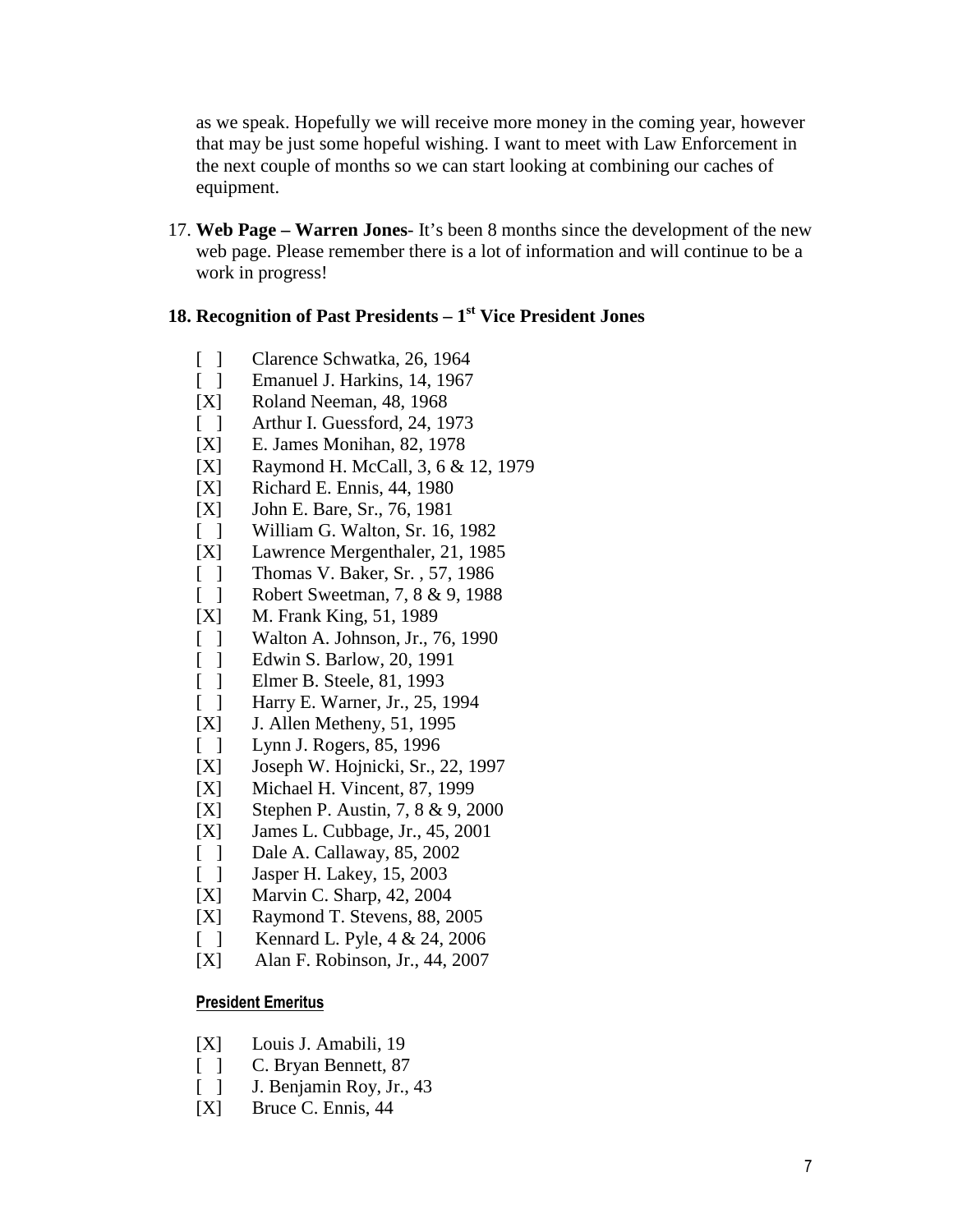as we speak. Hopefully we will receive more money in the coming year, however that may be just some hopeful wishing. I want to meet with Law Enforcement in the next couple of months so we can start looking at combining our caches of equipment.

17. **Web Page – Warren Jones**- It's been 8 months since the development of the new web page. Please remember there is a lot of information and will continue to be a work in progress!

**18. Recognition of Past Presidents – 1st Vice President Jones**

- [ ] Clarence Schwatka, 26, 1964
- [ ] Emanuel J. Harkins, 14, 1967
- [X] Roland Neeman, 48, 1968
- [ ] Arthur I. Guessford, 24, 1973
- [X] E. James Monihan, 82, 1978
- [X] Raymond H. McCall, 3, 6 & 12, 1979
- [X] Richard E. Ennis, 44, 1980
- [X] John E. Bare, Sr., 76, 1981
- [ ] William G. Walton, Sr. 16, 1982
- [X] Lawrence Mergenthaler, 21, 1985
- [ ] Thomas V. Baker, Sr. , 57, 1986
- [ ] Robert Sweetman, 7, 8 & 9, 1988
- [X] M. Frank King, 51, 1989
- [ ] Walton A. Johnson, Jr., 76, 1990
- [ ] Edwin S. Barlow, 20, 1991
- [ ] Elmer B. Steele, 81, 1993
- [ ] Harry E. Warner, Jr., 25, 1994
- [X] J. Allen Metheny, 51, 1995
- [ ] Lynn J. Rogers, 85, 1996
- [X] Joseph W. Hojnicki, Sr., 22, 1997
- [X] Michael H. Vincent, 87, 1999
- [X] Stephen P. Austin, 7, 8 & 9, 2000
- [X] James L. Cubbage, Jr., 45, 2001
- [ ] Dale A. Callaway, 85, 2002
- [ ] Jasper H. Lakey, 15, 2003
- [X] Marvin C. Sharp, 42, 2004
- [X] Raymond T. Stevens, 88, 2005
- [ ] Kennard L. Pyle, 4 & 24, 2006
- [X] Alan F. Robinson, Jr., 44, 2007

**President Emeritus**

- [X] Louis J. Amabili, 19
- [ ] C. Bryan Bennett, 87
- [ ] J. Benjamin Roy, Jr., 43
- [X] Bruce C. Ennis, 44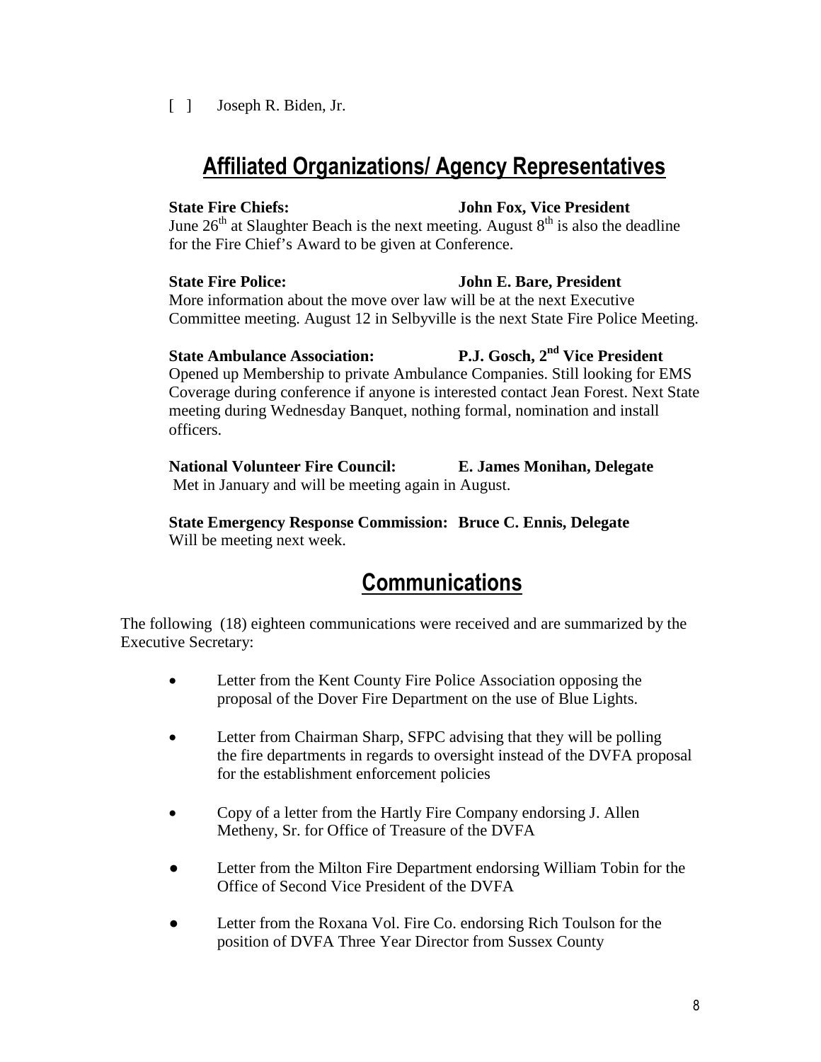[ ] Joseph R. Biden, Jr.

## Affiliated Organizations/ Agency Representatives

**State Fire Chiefs: John Fox, Vice President**
June 26th at Slaughter Beach is the next meeting. August 8th is also the deadline for the Fire Chief's Award to be given at Conference.

**State Fire Police: John E. Bare, President**
More information about the move over law will be at the next Executive Committee meeting. August 12 in Selbyville is the next State Fire Police Meeting.

**State Ambulance Association: P.J. Gosch, 2nd Vice President**
Opened up Membership to private Ambulance Companies. Still looking for EMS Coverage during conference if anyone is interested contact Jean Forest. Next State meeting during Wednesday Banquet, nothing formal, nomination and install officers.

**National Volunteer Fire Council: E. James Monihan, Delegate**
Met in January and will be meeting again in August.

**State Emergency Response Commission: Bruce C. Ennis, Delegate**
Will be meeting next week.

## Communications

The following (18) eighteen communications were received and are summarized by the Executive Secretary:

- Letter from the Kent County Fire Police Association opposing the proposal of the Dover Fire Department on the use of Blue Lights.
- Letter from Chairman Sharp, SFPC advising that they will be polling the fire departments in regards to oversight instead of the DVFA proposal for the establishment enforcement policies
- Copy of a letter from the Hartly Fire Company endorsing J. Allen Metheny, Sr. for Office of Treasure of the DVFA
- Letter from the Milton Fire Department endorsing William Tobin for the Office of Second Vice President of the DVFA
- Letter from the Roxana Vol. Fire Co. endorsing Rich Toulson for the position of DVFA Three Year Director from Sussex County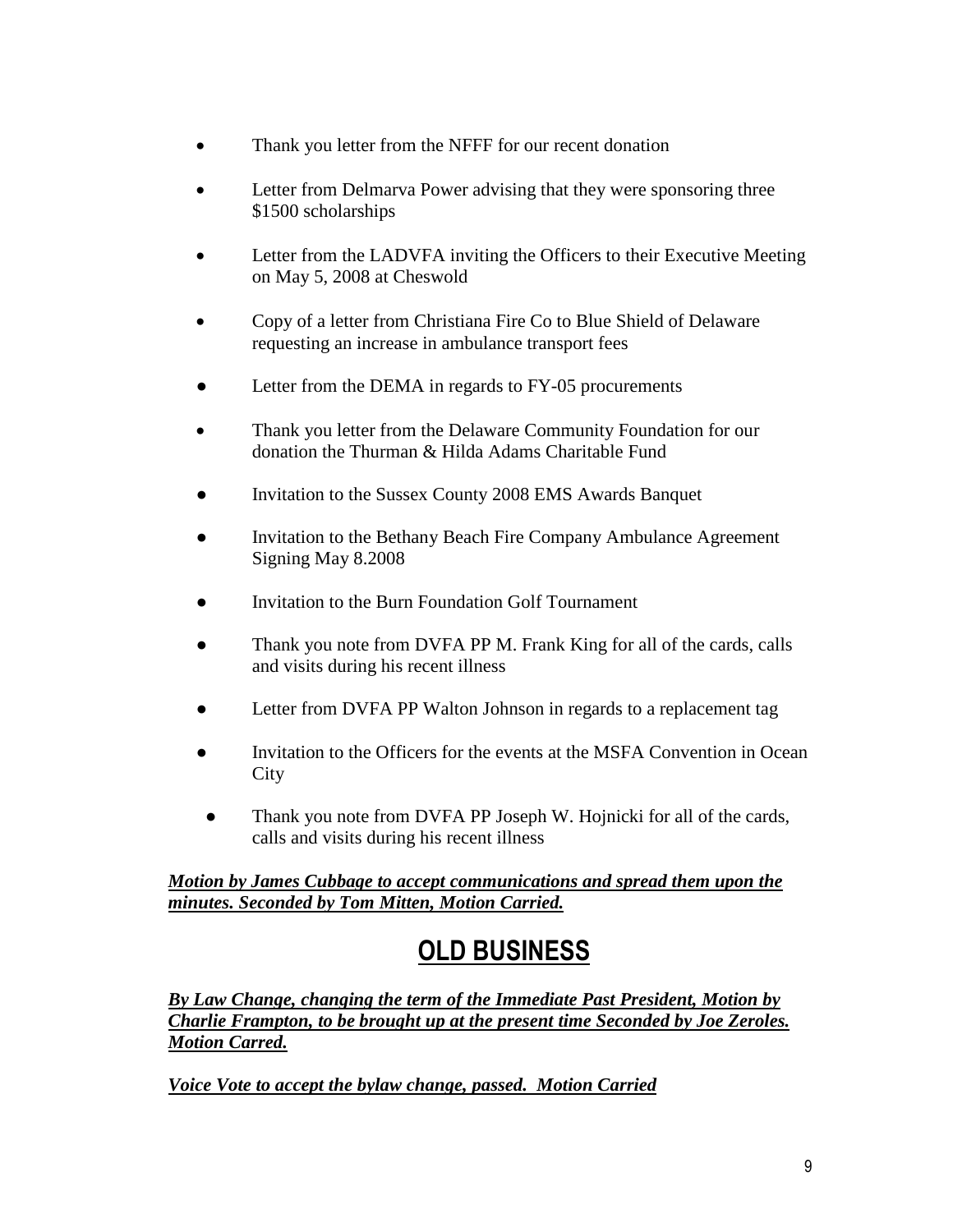- Thank you letter from the NFFF for our recent donation
- Letter from Delmarva Power advising that they were sponsoring three $1500 scholarships
- Letter from the LADVFA inviting the Officers to their Executive Meeting on May 5, 2008 at Cheswold
- Copy of a letter from Christiana Fire Co to Blue Shield of Delaware requesting an increase in ambulance transport fees
- Letter from the DEMA in regards to FY-05 procurements
- Thank you letter from the Delaware Community Foundation for our donation the Thurman & Hilda Adams Charitable Fund
- Invitation to the Sussex County 2008 EMS Awards Banquet
- Invitation to the Bethany Beach Fire Company Ambulance Agreement Signing May 8.2008
- Invitation to the Burn Foundation Golf Tournament
- Thank you note from DVFA PP M. Frank King for all of the cards, calls and visits during his recent illness
- Letter from DVFA PP Walton Johnson in regards to a replacement tag
- Invitation to the Officers for the events at the MSFA Convention in Ocean City
- Thank you note from DVFA PP Joseph W. Hojnicki for all of the cards, calls and visits during his recent illness

***Motion by James Cubbage to accept communications and spread them upon the minutes. Seconded by Tom Mitten, Motion Carried.***

## OLD BUSINESS

***By Law Change, changing the term of the Immediate Past President, Motion by Charlie Frampton, to be brought up at the present time Seconded by Joe Zeroles. Motion Carred.***

***Voice Vote to accept the bylaw change, passed. Motion Carried***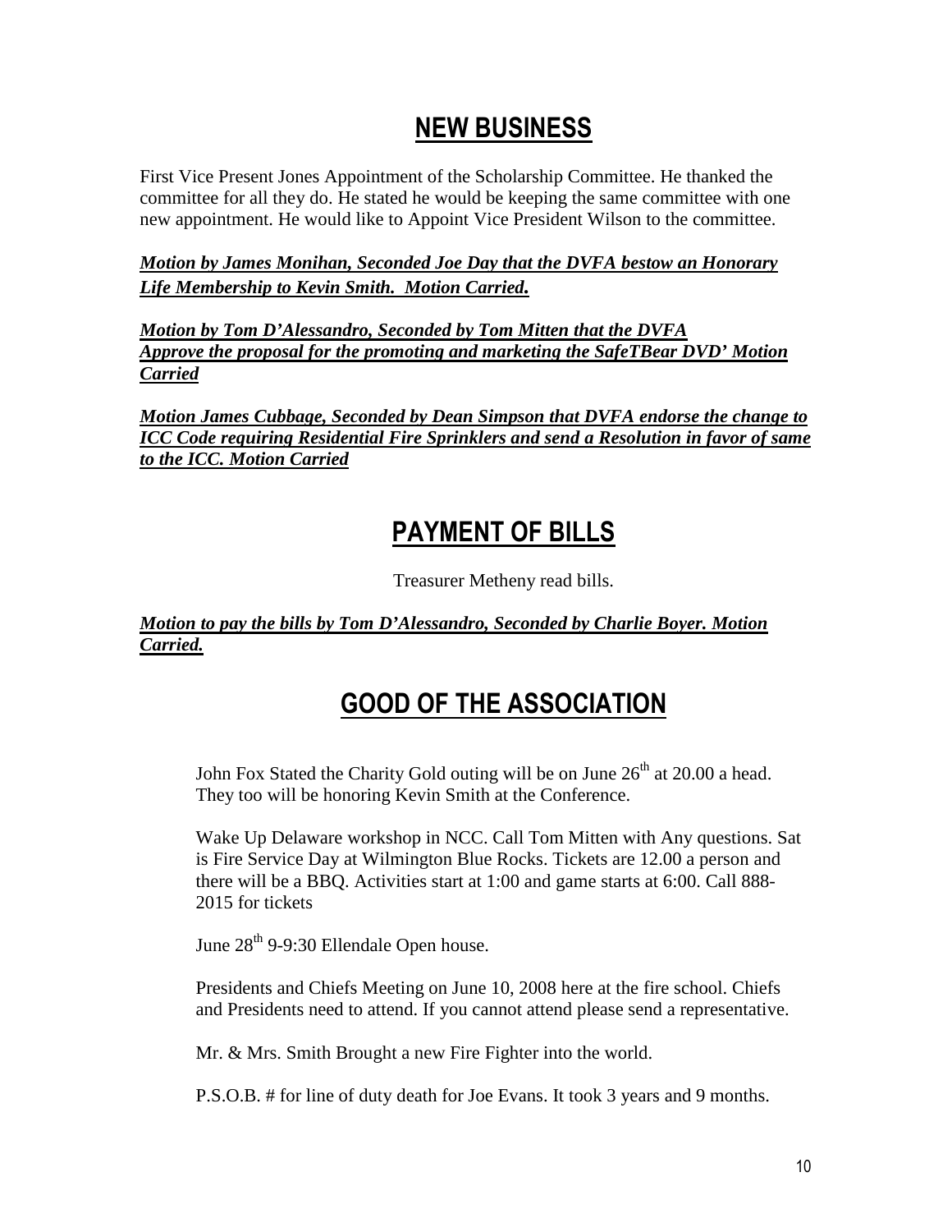## NEW BUSINESS

First Vice Present Jones Appointment of the Scholarship Committee. He thanked the committee for all they do. He stated he would be keeping the same committee with one new appointment. He would like to Appoint Vice President Wilson to the committee.

***Motion by James Monihan, Seconded Joe Day that the DVFA bestow an Honorary Life Membership to Kevin Smith. Motion Carried.***

***Motion by Tom D'Alessandro, Seconded by Tom Mitten that the DVFA Approve the proposal for the promoting and marketing the SafeTBear DVD' Motion Carried***

***Motion James Cubbage, Seconded by Dean Simpson that DVFA endorse the change to ICC Code requiring Residential Fire Sprinklers and send a Resolution in favor of same to the ICC. Motion Carried***

## PAYMENT OF BILLS

Treasurer Metheny read bills.

***Motion to pay the bills by Tom D'Alessandro, Seconded by Charlie Boyer. Motion Carried.***

## GOOD OF THE ASSOCIATION

John Fox Stated the Charity Gold outing will be on June 26th at 20.00 a head. They too will be honoring Kevin Smith at the Conference.

Wake Up Delaware workshop in NCC. Call Tom Mitten with Any questions. Sat is Fire Service Day at Wilmington Blue Rocks. Tickets are 12.00 a person and there will be a BBQ. Activities start at 1:00 and game starts at 6:00. Call 888-2015 for tickets

June 28th 9-9:30 Ellendale Open house.

Presidents and Chiefs Meeting on June 10, 2008 here at the fire school. Chiefs and Presidents need to attend. If you cannot attend please send a representative.

Mr. & Mrs. Smith Brought a new Fire Fighter into the world.

P.S.O.B. # for line of duty death for Joe Evans. It took 3 years and 9 months.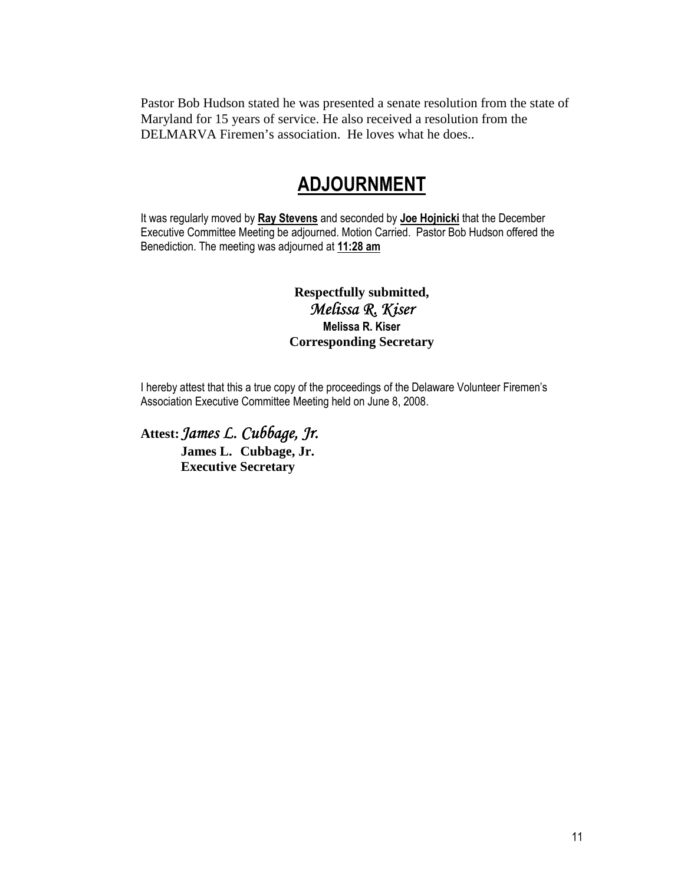Pastor Bob Hudson stated he was presented a senate resolution from the state of Maryland for 15 years of service. He also received a resolution from the DELMARVA Firemen's association. He loves what he does..

# ADJOURNMENT

It was regularly moved by **Ray Stevens** and seconded by **Joe Hojnicki** that the December Executive Committee Meeting be adjourned. Motion Carried. Pastor Bob Hudson offered the Benediction. The meeting was adjourned at **11:28 am**

**Respectfully submitted,**
*Melissa R. Kiser*
**Melissa R. Kiser**
**Corresponding Secretary**

I hereby attest that this a true copy of the proceedings of the Delaware Volunteer Firemen's Association Executive Committee Meeting held on June 8, 2008.

**Attest:** *James L. Cubbage, Jr.*
**James L. Cubbage, Jr.**
**Executive Secretary**